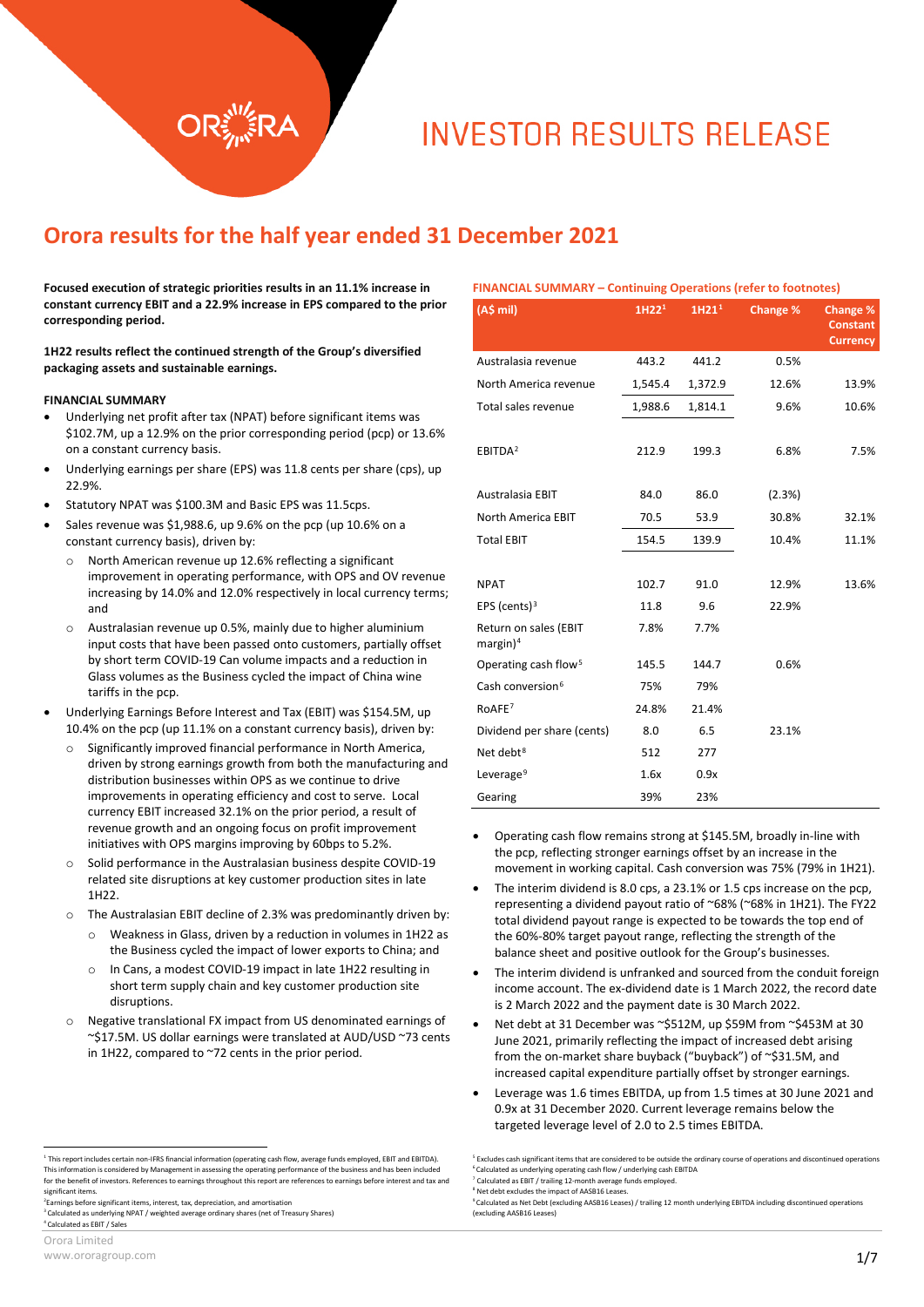# INVESTOR RESULTS RELEASE

## Orora results for the half year ended 31 December 2021

**Focused execution of strategic priorities results in an 11.1% increase in constant currency EBIT and a 22.9% increase in EPS compared to the prior corresponding period.**

**1H22 results reflect the continued strength of the Group's diversified packaging assets and sustainable earnings.**

**FINANCIAL SUMMARY**

- Underlying net profit after tax (NPAT) before significant items was $102.7M, up a 12.9% on the prior corresponding period (pcp) or 13.6% on a constant currency basis.
- Underlying earnings per share (EPS) was 11.8 cents per share (cps), up 22.9%.
- Statutory NPAT was $100.3M and Basic EPS was 11.5cps.
- Sales revenue was $1,988.6, up 9.6% on the pcp (up 10.6% on a constant currency basis), driven by:
  - North American revenue up 12.6% reflecting a significant improvement in operating performance, with OPS and OV revenue increasing by 14.0% and 12.0% respectively in local currency terms; and
  - Australasian revenue up 0.5%, mainly due to higher aluminium input costs that have been passed onto customers, partially offset by short term COVID-19 Can volume impacts and a reduction in Glass volumes as the Business cycled the impact of China wine tariffs in the pcp.
- Underlying Earnings Before Interest and Tax (EBIT) was $154.5M, up 10.4% on the pcp (up 11.1% on a constant currency basis), driven by:
  - Significantly improved financial performance in North America, driven by strong earnings growth from both the manufacturing and distribution businesses within OPS as we continue to drive improvements in operating efficiency and cost to serve. Local currency EBIT increased 32.1% on the prior period, a result of revenue growth and an ongoing focus on profit improvement initiatives with OPS margins improving by 60bps to 5.2%.
  - Solid performance in the Australasian business despite COVID-19 related site disruptions at key customer production sites in late 1H22.
  - The Australasian EBIT decline of 2.3% was predominantly driven by:
    - Weakness in Glass, driven by a reduction in volumes in 1H22 as the Business cycled the impact of lower exports to China; and
    - In Cans, a modest COVID-19 impact in late 1H22 resulting in short term supply chain and key customer production site disruptions.
  - Negative translational FX impact from US denominated earnings of ~$17.5M. US dollar earnings were translated at AUD/USD ~73 cents in 1H22, compared to ~72 cents in the prior period.

**FINANCIAL SUMMARY – Continuing Operations (refer to footnotes)**

| (A$ mil) | 1H22[1] | 1H21[1] | Change % | Change % Constant Currency |
|---|---|---|---|---|
| Australasia revenue | 443.2 | 441.2 | 0.5% | |
| North America revenue | 1,545.4 | 1,372.9 | 12.6% | 13.9% |
| Total sales revenue | 1,988.6 | 1,814.1 | 9.6% | 10.6% |
| EBITDA[2] | 212.9 | 199.3 | 6.8% | 7.5% |
| Australasia EBIT | 84.0 | 86.0 | (2.3%) | |
| North America EBIT | 70.5 | 53.9 | 30.8% | 32.1% |
| Total EBIT | 154.5 | 139.9 | 10.4% | 11.1% |
| NPAT | 102.7 | 91.0 | 12.9% | 13.6% |
| EPS (cents)[3] | 11.8 | 9.6 | 22.9% | |
| Return on sales (EBIT margin)[4] | 7.8% | 7.7% | | |
| Operating cash flow[5] | 145.5 | 144.7 | 0.6% | |
| Cash conversion[6] | 75% | 79% | | |
| RoAFE[7] | 24.8% | 21.4% | | |
| Dividend per share (cents) | 8.0 | 6.5 | 23.1% | |
| Net debt[8] | 512 | 277 | | |
| Leverage[9] | 1.6x | 0.9x | | |
| Gearing | 39% | 23% | | |

- Operating cash flow remains strong at $145.5M, broadly in-line with the pcp, reflecting stronger earnings offset by an increase in the movement in working capital. Cash conversion was 75% (79% in 1H21).
- The interim dividend is 8.0 cps, a 23.1% or 1.5 cps increase on the pcp, representing a dividend payout ratio of ~68% (~68% in 1H21). The FY22 total dividend payout range is expected to be towards the top end of the 60%-80% target payout range, reflecting the strength of the balance sheet and positive outlook for the Group's businesses.
- The interim dividend is unfranked and sourced from the conduit foreign income account. The ex-dividend date is 1 March 2022, the record date is 2 March 2022 and the payment date is 30 March 2022.
- Net debt at 31 December was ~$512M, up $59M from ~$453M at 30 June 2021, primarily reflecting the impact of increased debt arising from the on-market share buyback ("buyback") of ~$31.5M, and increased capital expenditure partially offset by stronger earnings.
- Leverage was 1.6 times EBITDA, up from 1.5 times at 30 June 2021 and 0.9x at 31 December 2020. Current leverage remains below the targeted leverage level of 2.0 to 2.5 times EBITDA.

---

[1] This report includes certain non-IFRS financial information (operating cash flow, average funds employed, EBIT and EBITDA). This information is considered by Management in assessing the operating performance of the business and has been included for the benefit of investors. References to earnings throughout this report are references to earnings before interest and tax and significant items.
[2] Earnings before significant items, interest, tax, depreciation, and amortisation
[3] Calculated as underlying NPAT / weighted average ordinary shares (net of Treasury Shares)
[4] Calculated as EBIT / Sales
[5] Excludes cash significant items that are considered to be outside the ordinary course of operations and discontinued operations
[6] Calculated as underlying operating cash flow / underlying cash EBITDA
[7] Calculated as EBIT / trailing 12-month average funds employed.
[8] Net debt excludes the impact of AASB16 Leases.
[9] Calculated as Net Debt (excluding AASB16 Leases) / trailing 12 month underlying EBITDA including discontinued operations (excluding AASB16 Leases)

Orora Limited
www.ororagroup.com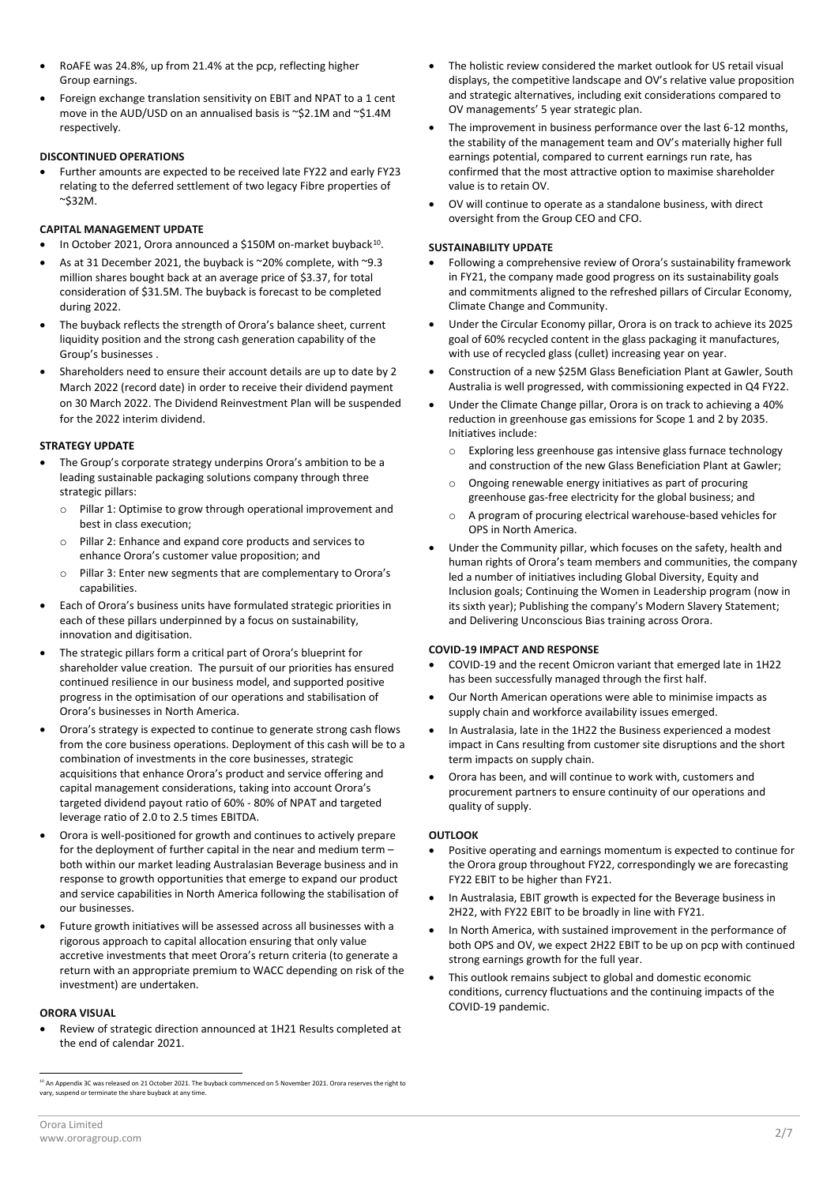- RoAFE was 24.8%, up from 21.4% at the pcp, reflecting higher Group earnings.
- Foreign exchange translation sensitivity on EBIT and NPAT to a 1 cent move in the AUD/USD on an annualised basis is ~$2.1M and ~$1.4M respectively.

**DISCONTINUED OPERATIONS**

- Further amounts are expected to be received late FY22 and early FY23 relating to the deferred settlement of two legacy Fibre properties of ~$32M.

**CAPITAL MANAGEMENT UPDATE**

- In October 2021, Orora announced a $150M on-market buyback[10].
- As at 31 December 2021, the buyback is ~20% complete, with ~9.3 million shares bought back at an average price of $3.37, for total consideration of $31.5M. The buyback is forecast to be completed during 2022.
- The buyback reflects the strength of Orora's balance sheet, current liquidity position and the strong cash generation capability of the Group's businesses .
- Shareholders need to ensure their account details are up to date by 2 March 2022 (record date) in order to receive their dividend payment on 30 March 2022. The Dividend Reinvestment Plan will be suspended for the 2022 interim dividend.

**STRATEGY UPDATE**

- The Group's corporate strategy underpins Orora's ambition to be a leading sustainable packaging solutions company through three strategic pillars:
  - Pillar 1: Optimise to grow through operational improvement and best in class execution;
  - Pillar 2: Enhance and expand core products and services to enhance Orora's customer value proposition; and
  - Pillar 3: Enter new segments that are complementary to Orora's capabilities.
- Each of Orora's business units have formulated strategic priorities in each of these pillars underpinned by a focus on sustainability, innovation and digitisation.
- The strategic pillars form a critical part of Orora's blueprint for shareholder value creation. The pursuit of our priorities has ensured continued resilience in our business model, and supported positive progress in the optimisation of our operations and stabilisation of Orora's businesses in North America.
- Orora's strategy is expected to continue to generate strong cash flows from the core business operations. Deployment of this cash will be to a combination of investments in the core businesses, strategic acquisitions that enhance Orora's product and service offering and capital management considerations, taking into account Orora's targeted dividend payout ratio of 60% - 80% of NPAT and targeted leverage ratio of 2.0 to 2.5 times EBITDA.
- Orora is well-positioned for growth and continues to actively prepare for the deployment of further capital in the near and medium term – both within our market leading Australasian Beverage business and in response to growth opportunities that emerge to expand our product and service capabilities in North America following the stabilisation of our businesses.
- Future growth initiatives will be assessed across all businesses with a rigorous approach to capital allocation ensuring that only value accretive investments that meet Orora's return criteria (to generate a return with an appropriate premium to WACC depending on risk of the investment) are undertaken.

**ORORA VISUAL**

- Review of strategic direction announced at 1H21 Results completed at the end of calendar 2021.
- The holistic review considered the market outlook for US retail visual displays, the competitive landscape and OV's relative value proposition and strategic alternatives, including exit considerations compared to OV managements' 5 year strategic plan.
- The improvement in business performance over the last 6-12 months, the stability of the management team and OV's materially higher full earnings potential, compared to current earnings run rate, has confirmed that the most attractive option to maximise shareholder value is to retain OV.
- OV will continue to operate as a standalone business, with direct oversight from the Group CEO and CFO.

**SUSTAINABILITY UPDATE**

- Following a comprehensive review of Orora's sustainability framework in FY21, the company made good progress on its sustainability goals and commitments aligned to the refreshed pillars of Circular Economy, Climate Change and Community.
- Under the Circular Economy pillar, Orora is on track to achieve its 2025 goal of 60% recycled content in the glass packaging it manufactures, with use of recycled glass (cullet) increasing year on year.
- Construction of a new $25M Glass Beneficiation Plant at Gawler, South Australia is well progressed, with commissioning expected in Q4 FY22.
- Under the Climate Change pillar, Orora is on track to achieving a 40% reduction in greenhouse gas emissions for Scope 1 and 2 by 2035. Initiatives include:
  - Exploring less greenhouse gas intensive glass furnace technology and construction of the new Glass Beneficiation Plant at Gawler;
  - Ongoing renewable energy initiatives as part of procuring greenhouse gas-free electricity for the global business; and
  - A program of procuring electrical warehouse-based vehicles for OPS in North America.
- Under the Community pillar, which focuses on the safety, health and human rights of Orora's team members and communities, the company led a number of initiatives including Global Diversity, Equity and Inclusion goals; Continuing the Women in Leadership program (now in its sixth year); Publishing the company's Modern Slavery Statement; and Delivering Unconscious Bias training across Orora.

**COVID-19 IMPACT AND RESPONSE**

- COVID-19 and the recent Omicron variant that emerged late in 1H22 has been successfully managed through the first half.
- Our North American operations were able to minimise impacts as supply chain and workforce availability issues emerged.
- In Australasia, late in the 1H22 the Business experienced a modest impact in Cans resulting from customer site disruptions and the short term impacts on supply chain.
- Orora has been, and will continue to work with, customers and procurement partners to ensure continuity of our operations and quality of supply.

**OUTLOOK**

- Positive operating and earnings momentum is expected to continue for the Orora group throughout FY22, correspondingly we are forecasting FY22 EBIT to be higher than FY21.
- In Australasia, EBIT growth is expected for the Beverage business in 2H22, with FY22 EBIT to be broadly in line with FY21.
- In North America, with sustained improvement in the performance of both OPS and OV, we expect 2H22 EBIT to be up on pcp with continued strong earnings growth for the full year.
- This outlook remains subject to global and domestic economic conditions, currency fluctuations and the continuing impacts of the COVID-19 pandemic.

[10] An Appendix 3C was released on 21 October 2021. The buyback commenced on 5 November 2021. Orora reserves the right to vary, suspend or terminate the share buyback at any time.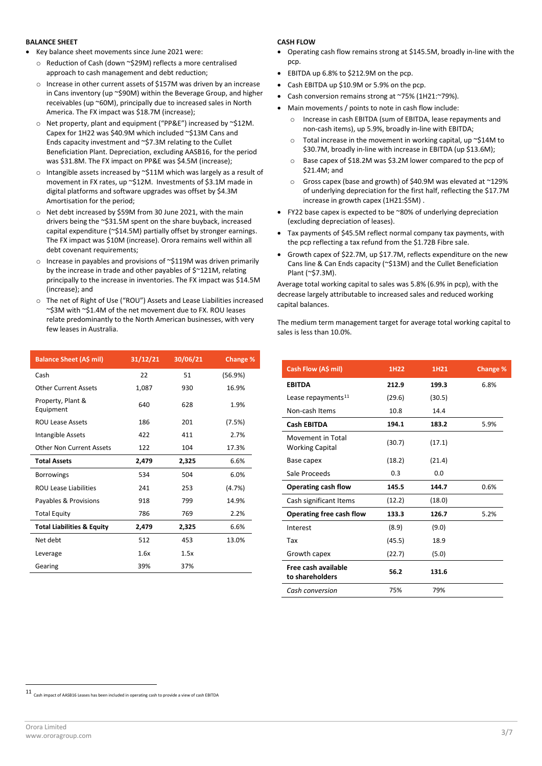## BALANCE SHEET

- Key balance sheet movements since June 2021 were:
  - Reduction of Cash (down ~$29M) reflects a more centralised approach to cash management and debt reduction;
  - Increase in other current assets of $157M was driven by an increase in Cans inventory (up ~$90M) within the Beverage Group, and higher receivables (up ~60M), principally due to increased sales in North America. The FX impact was $18.7M (increase);
  - Net property, plant and equipment ("PP&E") increased by ~$12M. Capex for 1H22 was $40.9M which included ~$13M Cans and Ends capacity investment and ~$7.3M relating to the Cullet Beneficiation Plant. Depreciation, excluding AASB16, for the period was $31.8M. The FX impact on PP&E was $4.5M (increase);
  - Intangible assets increased by ~$11M which was largely as a result of movement in FX rates, up ~$12M. Investments of $3.1M made in digital platforms and software upgrades was offset by $4.3M Amortisation for the period;
  - Net debt increased by $59M from 30 June 2021, with the main drivers being the ~$31.5M spent on the share buyback, increased capital expenditure (~$14.5M) partially offset by stronger earnings. The FX impact was $10M (increase). Orora remains well within all debt covenant requirements;
  - Increase in payables and provisions of ~$119M was driven primarily by the increase in trade and other payables of $~121M, relating principally to the increase in inventories. The FX impact was $14.5M (increase); and
  - The net of Right of Use ("ROU") Assets and Lease Liabilities increased ~$3M with ~$1.4M of the net movement due to FX. ROU leases relate predominantly to the North American businesses, with very few leases in Australia.

| Balance Sheet (A$ mil) | 31/12/21 | 30/06/21 | Change % |
|---|---|---|---|
| Cash | 22 | 51 | (56.9%) |
| Other Current Assets | 1,087 | 930 | 16.9% |
| Property, Plant & Equipment | 640 | 628 | 1.9% |
| ROU Lease Assets | 186 | 201 | (7.5%) |
| Intangible Assets | 422 | 411 | 2.7% |
| Other Non Current Assets | 122 | 104 | 17.3% |
| **Total Assets** | **2,479** | **2,325** | 6.6% |
| Borrowings | 534 | 504 | 6.0% |
| ROU Lease Liabilities | 241 | 253 | (4.7%) |
| Payables & Provisions | 918 | 799 | 14.9% |
| Total Equity | 786 | 769 | 2.2% |
| **Total Liabilities & Equity** | **2,479** | **2,325** | 6.6% |
| Net debt | 512 | 453 | 13.0% |
| Leverage | 1.6x | 1.5x | |
| Gearing | 39% | 37% | |

## CASH FLOW

- Operating cash flow remains strong at $145.5M, broadly in-line with the pcp.
- EBITDA up 6.8% to $212.9M on the pcp.
- Cash EBITDA up $10.9M or 5.9% on the pcp.
- Cash conversion remains strong at ~75% (1H21:~79%).
- Main movements / points to note in cash flow include:
  - Increase in cash EBITDA (sum of EBITDA, lease repayments and non-cash items), up 5.9%, broadly in-line with EBITDA;
  - Total increase in the movement in working capital, up ~$14M to $30.7M, broadly in-line with increase in EBITDA (up $13.6M);
  - Base capex of $18.2M was $3.2M lower compared to the pcp of $21.4M; and
  - Gross capex (base and growth) of $40.9M was elevated at ~129% of underlying depreciation for the first half, reflecting the $17.7M increase in growth capex (1H21:$5M) .
- FY22 base capex is expected to be ~80% of underlying depreciation (excluding depreciation of leases).
- Tax payments of $45.5M reflect normal company tax payments, with the pcp reflecting a tax refund from the $1.72B Fibre sale.
- Growth capex of $22.7M, up $17.7M, reflects expenditure on the new Cans line & Can Ends capacity (~$13M) and the Cullet Beneficiation Plant (~$7.3M).

Average total working capital to sales was 5.8% (6.9% in pcp), with the decrease largely attributable to increased sales and reduced working capital balances.

The medium term management target for average total working capital to sales is less than 10.0%.

| Cash Flow (A$ mil) | 1H22 | 1H21 | Change % |
|---|---|---|---|
| **EBITDA** | **212.9** | **199.3** | 6.8% |
| Lease repayments[11] | (29.6) | (30.5) | |
| Non-cash Items | 10.8 | 14.4 | |
| **Cash EBITDA** | **194.1** | **183.2** | 5.9% |
| Movement in Total Working Capital | (30.7) | (17.1) | |
| Base capex | (18.2) | (21.4) | |
| Sale Proceeds | 0.3 | 0.0 | |
| **Operating cash flow** | **145.5** | **144.7** | 0.6% |
| Cash significant Items | (12.2) | (18.0) | |
| **Operating free cash flow** | **133.3** | **126.7** | 5.2% |
| Interest | (8.9) | (9.0) | |
| Tax | (45.5) | 18.9 | |
| Growth capex | (22.7) | (5.0) | |
| **Free cash available to shareholders** | **56.2** | **131.6** | |
| *Cash conversion* | 75% | 79% | |

[11] Cash impact of AASB16 Leases has been included in operating cash to provide a view of cash EBITDA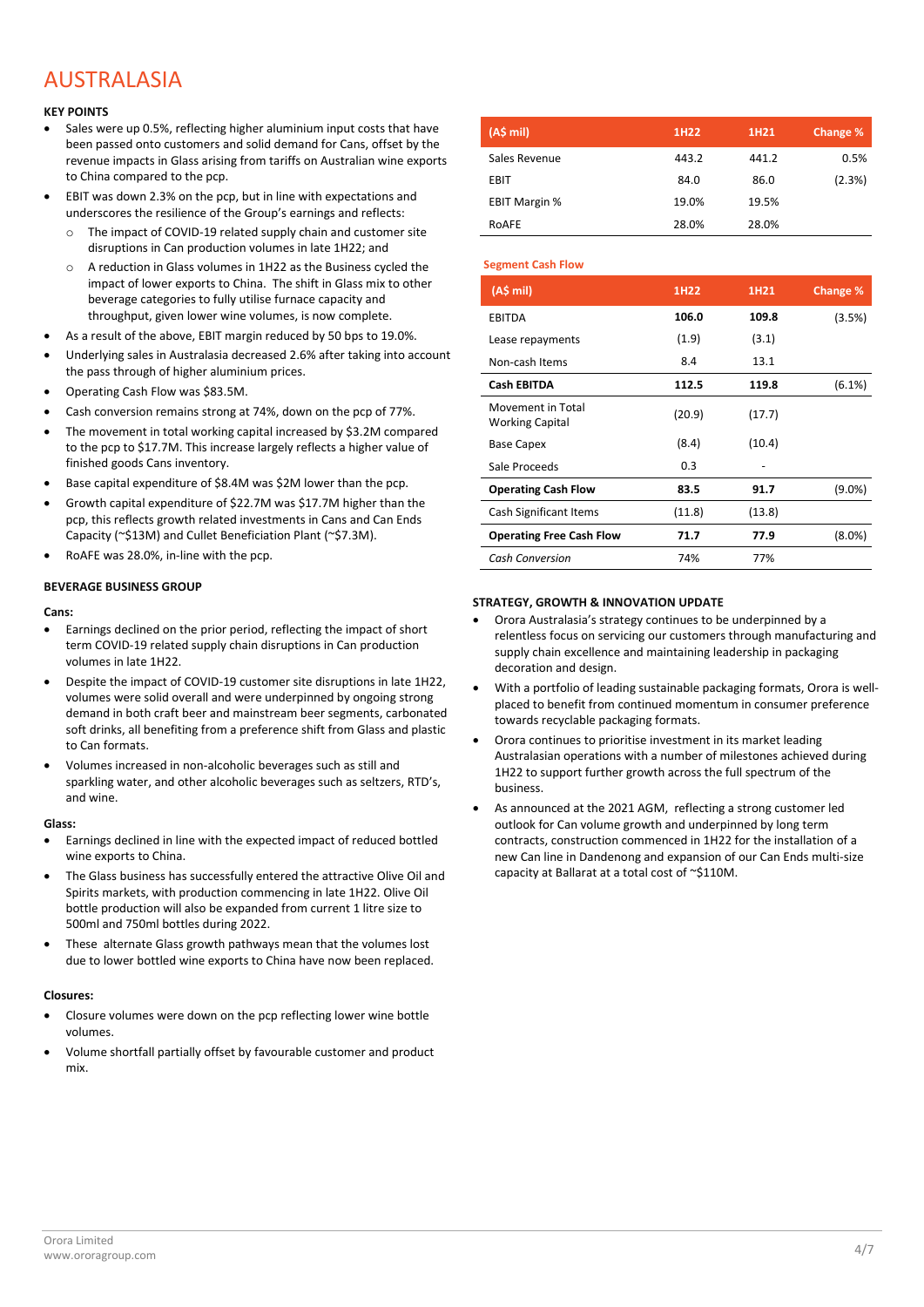# AUSTRALASIA

**KEY POINTS**

- Sales were up 0.5%, reflecting higher aluminium input costs that have been passed onto customers and solid demand for Cans, offset by the revenue impacts in Glass arising from tariffs on Australian wine exports to China compared to the pcp.
- EBIT was down 2.3% on the pcp, but in line with expectations and underscores the resilience of the Group's earnings and reflects:
  - The impact of COVID-19 related supply chain and customer site disruptions in Can production volumes in late 1H22; and
  - A reduction in Glass volumes in 1H22 as the Business cycled the impact of lower exports to China. The shift in Glass mix to other beverage categories to fully utilise furnace capacity and throughput, given lower wine volumes, is now complete.
- As a result of the above, EBIT margin reduced by 50 bps to 19.0%.
- Underlying sales in Australasia decreased 2.6% after taking into account the pass through of higher aluminium prices.
- Operating Cash Flow was $83.5M.
- Cash conversion remains strong at 74%, down on the pcp of 77%.
- The movement in total working capital increased by $3.2M compared to the pcp to $17.7M. This increase largely reflects a higher value of finished goods Cans inventory.
- Base capital expenditure of $8.4M was $2M lower than the pcp.
- Growth capital expenditure of $22.7M was $17.7M higher than the pcp, this reflects growth related investments in Cans and Can Ends Capacity (~$13M) and Cullet Beneficiation Plant (~$7.3M).
- RoAFE was 28.0%, in-line with the pcp.

| (A$ mil) | 1H22 | 1H21 | Change % |
|---|---|---|---|
| Sales Revenue | 443.2 | 441.2 | 0.5% |
| EBIT | 84.0 | 86.0 | (2.3%) |
| EBIT Margin % | 19.0% | 19.5% | |
| RoAFE | 28.0% | 28.0% | |

**Segment Cash Flow**

| (A$ mil) | 1H22 | 1H21 | Change % |
|---|---|---|---|
| EBITDA | **106.0** | **109.8** | (3.5%) |
| Lease repayments | (1.9) | (3.1) | |
| Non-cash Items | 8.4 | 13.1 | |
| **Cash EBITDA** | **112.5** | **119.8** | (6.1%) |
| Movement in Total Working Capital | (20.9) | (17.7) | |
| Base Capex | (8.4) | (10.4) | |
| Sale Proceeds | 0.3 | - | |
| **Operating Cash Flow** | **83.5** | **91.7** | (9.0%) |
| Cash Significant Items | (11.8) | (13.8) | |
| **Operating Free Cash Flow** | **71.7** | **77.9** | (8.0%) |
| *Cash Conversion* | 74% | 77% | |

**BEVERAGE BUSINESS GROUP**

**Cans:**

- Earnings declined on the prior period, reflecting the impact of short term COVID-19 related supply chain disruptions in Can production volumes in late 1H22.
- Despite the impact of COVID-19 customer site disruptions in late 1H22, volumes were solid overall and were underpinned by ongoing strong demand in both craft beer and mainstream beer segments, carbonated soft drinks, all benefiting from a preference shift from Glass and plastic to Can formats.
- Volumes increased in non-alcoholic beverages such as still and sparkling water, and other alcoholic beverages such as seltzers, RTD's, and wine.

**Glass:**

- Earnings declined in line with the expected impact of reduced bottled wine exports to China.
- The Glass business has successfully entered the attractive Olive Oil and Spirits markets, with production commencing in late 1H22. Olive Oil bottle production will also be expanded from current 1 litre size to 500ml and 750ml bottles during 2022.
- These alternate Glass growth pathways mean that the volumes lost due to lower bottled wine exports to China have now been replaced.

**Closures:**

- Closure volumes were down on the pcp reflecting lower wine bottle volumes.
- Volume shortfall partially offset by favourable customer and product mix.

**STRATEGY, GROWTH & INNOVATION UPDATE**

- Orora Australasia's strategy continues to be underpinned by a relentless focus on servicing our customers through manufacturing and supply chain excellence and maintaining leadership in packaging decoration and design.
- With a portfolio of leading sustainable packaging formats, Orora is well-placed to benefit from continued momentum in consumer preference towards recyclable packaging formats.
- Orora continues to prioritise investment in its market leading Australasian operations with a number of milestones achieved during 1H22 to support further growth across the full spectrum of the business.
- As announced at the 2021 AGM, reflecting a strong customer led outlook for Can volume growth and underpinned by long term contracts, construction commenced in 1H22 for the installation of a new Can line in Dandenong and expansion of our Can Ends multi-size capacity at Ballarat at a total cost of ~$110M.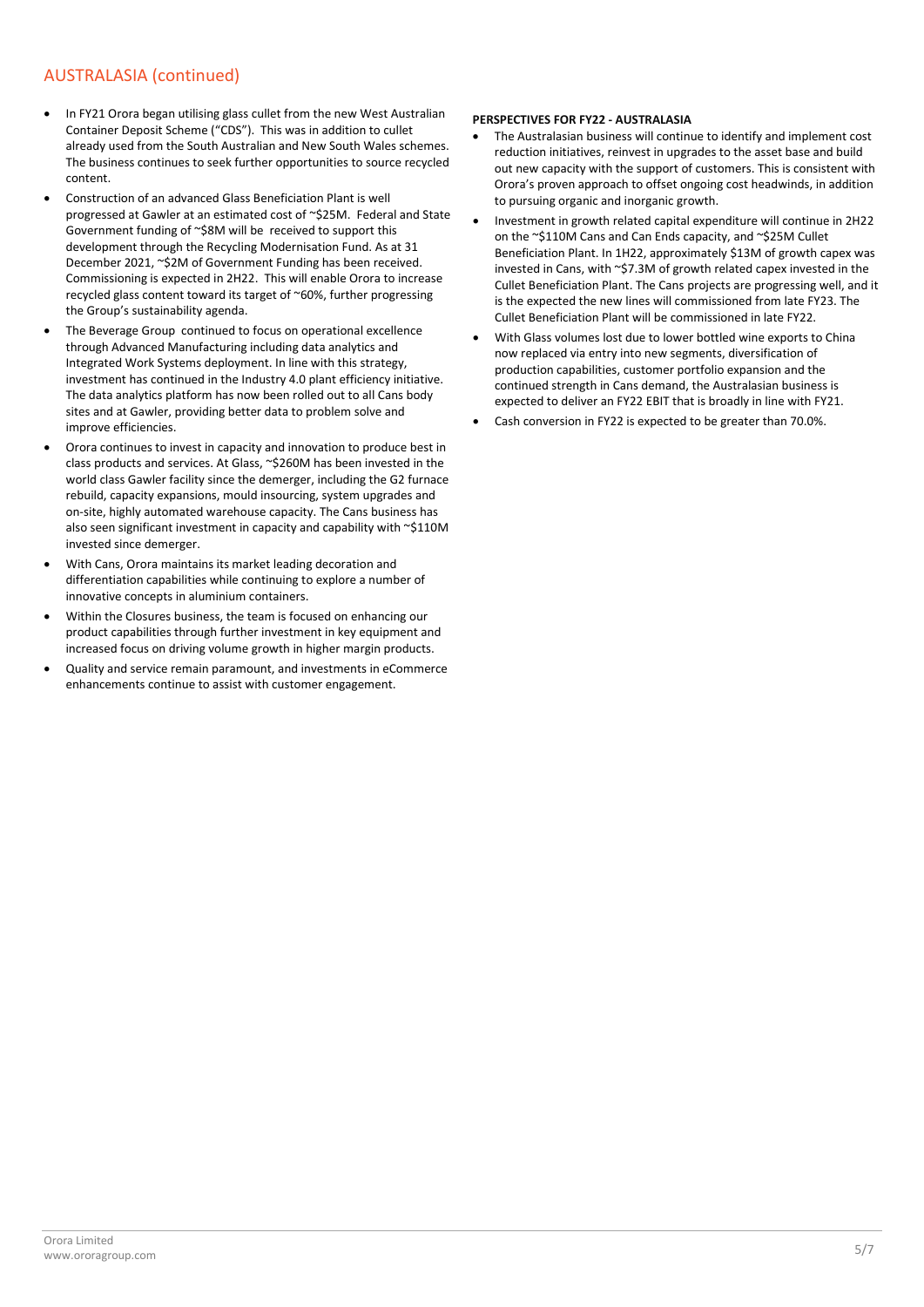## AUSTRALASIA (continued)

- In FY21 Orora began utilising glass cullet from the new West Australian Container Deposit Scheme ("CDS"). This was in addition to cullet already used from the South Australian and New South Wales schemes. The business continues to seek further opportunities to source recycled content.
- Construction of an advanced Glass Beneficiation Plant is well progressed at Gawler at an estimated cost of ~$25M. Federal and State Government funding of ~$8M will be received to support this development through the Recycling Modernisation Fund. As at 31 December 2021, ~$2M of Government Funding has been received. Commissioning is expected in 2H22. This will enable Orora to increase recycled glass content toward its target of ~60%, further progressing the Group's sustainability agenda.
- The Beverage Group continued to focus on operational excellence through Advanced Manufacturing including data analytics and Integrated Work Systems deployment. In line with this strategy, investment has continued in the Industry 4.0 plant efficiency initiative. The data analytics platform has now been rolled out to all Cans body sites and at Gawler, providing better data to problem solve and improve efficiencies.
- Orora continues to invest in capacity and innovation to produce best in class products and services. At Glass, ~$260M has been invested in the world class Gawler facility since the demerger, including the G2 furnace rebuild, capacity expansions, mould insourcing, system upgrades and on-site, highly automated warehouse capacity. The Cans business has also seen significant investment in capacity and capability with ~$110M invested since demerger.
- With Cans, Orora maintains its market leading decoration and differentiation capabilities while continuing to explore a number of innovative concepts in aluminium containers.
- Within the Closures business, the team is focused on enhancing our product capabilities through further investment in key equipment and increased focus on driving volume growth in higher margin products.
- Quality and service remain paramount, and investments in eCommerce enhancements continue to assist with customer engagement.

**PERSPECTIVES FOR FY22 - AUSTRALASIA**

- The Australasian business will continue to identify and implement cost reduction initiatives, reinvest in upgrades to the asset base and build out new capacity with the support of customers. This is consistent with Orora's proven approach to offset ongoing cost headwinds, in addition to pursuing organic and inorganic growth.
- Investment in growth related capital expenditure will continue in 2H22 on the ~$110M Cans and Can Ends capacity, and ~$25M Cullet Beneficiation Plant. In 1H22, approximately $13M of growth capex was invested in Cans, with ~$7.3M of growth related capex invested in the Cullet Beneficiation Plant. The Cans projects are progressing well, and it is the expected the new lines will commissioned from late FY23. The Cullet Beneficiation Plant will be commissioned in late FY22.
- With Glass volumes lost due to lower bottled wine exports to China now replaced via entry into new segments, diversification of production capabilities, customer portfolio expansion and the continued strength in Cans demand, the Australasian business is expected to deliver an FY22 EBIT that is broadly in line with FY21.
- Cash conversion in FY22 is expected to be greater than 70.0%.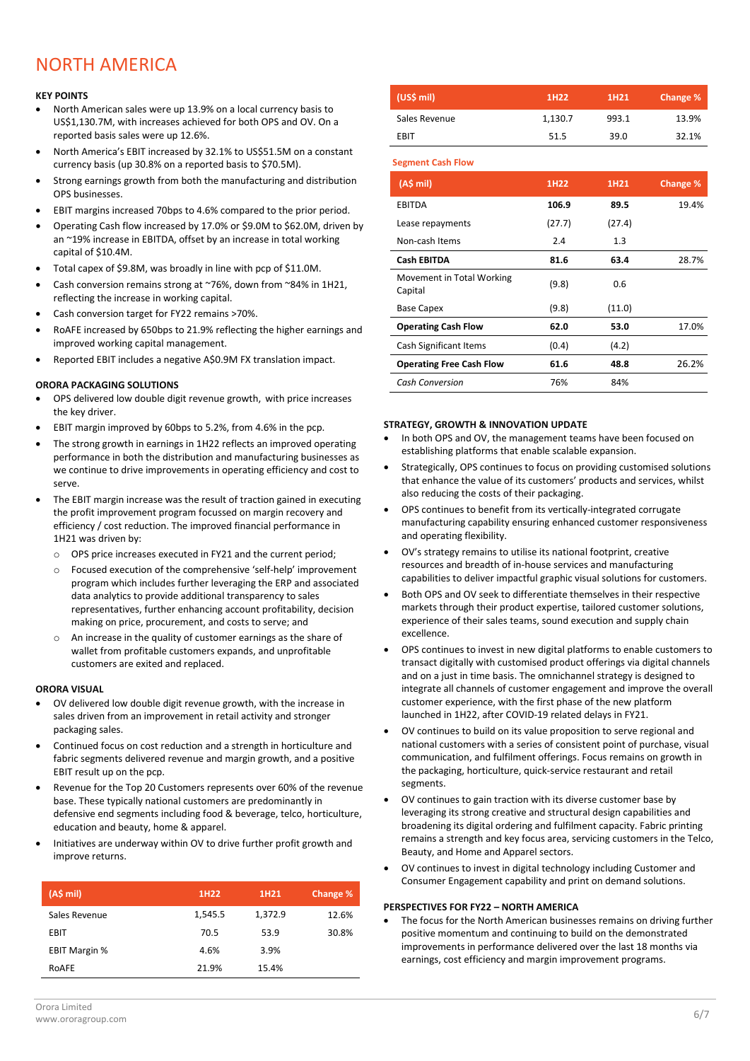# NORTH AMERICA

**KEY POINTS**

- North American sales were up 13.9% on a local currency basis to US$1,130.7M, with increases achieved for both OPS and OV. On a reported basis sales were up 12.6%.
- North America's EBIT increased by 32.1% to US$51.5M on a constant currency basis (up 30.8% on a reported basis to $70.5M).
- Strong earnings growth from both the manufacturing and distribution OPS businesses.
- EBIT margins increased 70bps to 4.6% compared to the prior period.
- Operating Cash flow increased by 17.0% or $9.0M to $62.0M, driven by an ~19% increase in EBITDA, offset by an increase in total working capital of $10.4M.
- Total capex of $9.8M, was broadly in line with pcp of $11.0M.
- Cash conversion remains strong at ~76%, down from ~84% in 1H21, reflecting the increase in working capital.
- Cash conversion target for FY22 remains >70%.
- RoAFE increased by 650bps to 21.9% reflecting the higher earnings and improved working capital management.
- Reported EBIT includes a negative A$0.9M FX translation impact.

**ORORA PACKAGING SOLUTIONS**

- OPS delivered low double digit revenue growth, with price increases the key driver.
- EBIT margin improved by 60bps to 5.2%, from 4.6% in the pcp.
- The strong growth in earnings in 1H22 reflects an improved operating performance in both the distribution and manufacturing businesses as we continue to drive improvements in operating efficiency and cost to serve.
- The EBIT margin increase was the result of traction gained in executing the profit improvement program focussed on margin recovery and efficiency / cost reduction. The improved financial performance in 1H21 was driven by:
  - OPS price increases executed in FY21 and the current period;
  - Focused execution of the comprehensive 'self-help' improvement program which includes further leveraging the ERP and associated data analytics to provide additional transparency to sales representatives, further enhancing account profitability, decision making on price, procurement, and costs to serve; and
  - An increase in the quality of customer earnings as the share of wallet from profitable customers expands, and unprofitable customers are exited and replaced.

**ORORA VISUAL**

- OV delivered low double digit revenue growth, with the increase in sales driven from an improvement in retail activity and stronger packaging sales.
- Continued focus on cost reduction and a strength in horticulture and fabric segments delivered revenue and margin growth, and a positive EBIT result up on the pcp.
- Revenue for the Top 20 Customers represents over 60% of the revenue base. These typically national customers are predominantly in defensive end segments including food & beverage, telco, horticulture, education and beauty, home & apparel.
- Initiatives are underway within OV to drive further profit growth and improve returns.

| (A$ mil) | 1H22 | 1H21 | Change % |
|---|---|---|---|
| Sales Revenue | 1,545.5 | 1,372.9 | 12.6% |
| EBIT | 70.5 | 53.9 | 30.8% |
| EBIT Margin % | 4.6% | 3.9% | |
| RoAFE | 21.9% | 15.4% | |

| (US$ mil) | 1H22 | 1H21 | Change % |
|---|---|---|---|
| Sales Revenue | 1,130.7 | 993.1 | 13.9% |
| EBIT | 51.5 | 39.0 | 32.1% |

**Segment Cash Flow**

| (A$ mil) | 1H22 | 1H21 | Change % |
|---|---|---|---|
| EBITDA | **106.9** | **89.5** | 19.4% |
| Lease repayments | (27.7) | (27.4) | |
| Non-cash Items | 2.4 | 1.3 | |
| **Cash EBITDA** | **81.6** | **63.4** | 28.7% |
| Movement in Total Working Capital | (9.8) | 0.6 | |
| Base Capex | (9.8) | (11.0) | |
| **Operating Cash Flow** | **62.0** | **53.0** | 17.0% |
| Cash Significant Items | (0.4) | (4.2) | |
| **Operating Free Cash Flow** | **61.6** | **48.8** | 26.2% |
| *Cash Conversion* | 76% | 84% | |

**STRATEGY, GROWTH & INNOVATION UPDATE**

- In both OPS and OV, the management teams have been focused on establishing platforms that enable scalable expansion.
- Strategically, OPS continues to focus on providing customised solutions that enhance the value of its customers' products and services, whilst also reducing the costs of their packaging.
- OPS continues to benefit from its vertically-integrated corrugate manufacturing capability ensuring enhanced customer responsiveness and operating flexibility.
- OV's strategy remains to utilise its national footprint, creative resources and breadth of in-house services and manufacturing capabilities to deliver impactful graphic visual solutions for customers.
- Both OPS and OV seek to differentiate themselves in their respective markets through their product expertise, tailored customer solutions, experience of their sales teams, sound execution and supply chain excellence.
- OPS continues to invest in new digital platforms to enable customers to transact digitally with customised product offerings via digital channels and on a just in time basis. The omnichannel strategy is designed to integrate all channels of customer engagement and improve the overall customer experience, with the first phase of the new platform launched in 1H22, after COVID-19 related delays in FY21.
- OV continues to build on its value proposition to serve regional and national customers with a series of consistent point of purchase, visual communication, and fulfilment offerings. Focus remains on growth in the packaging, horticulture, quick-service restaurant and retail segments.
- OV continues to gain traction with its diverse customer base by leveraging its strong creative and structural design capabilities and broadening its digital ordering and fulfilment capacity. Fabric printing remains a strength and key focus area, servicing customers in the Telco, Beauty, and Home and Apparel sectors.
- OV continues to invest in digital technology including Customer and Consumer Engagement capability and print on demand solutions.

**PERSPECTIVES FOR FY22 – NORTH AMERICA**

- The focus for the North American businesses remains on driving further positive momentum and continuing to build on the demonstrated improvements in performance delivered over the last 18 months via earnings, cost efficiency and margin improvement programs.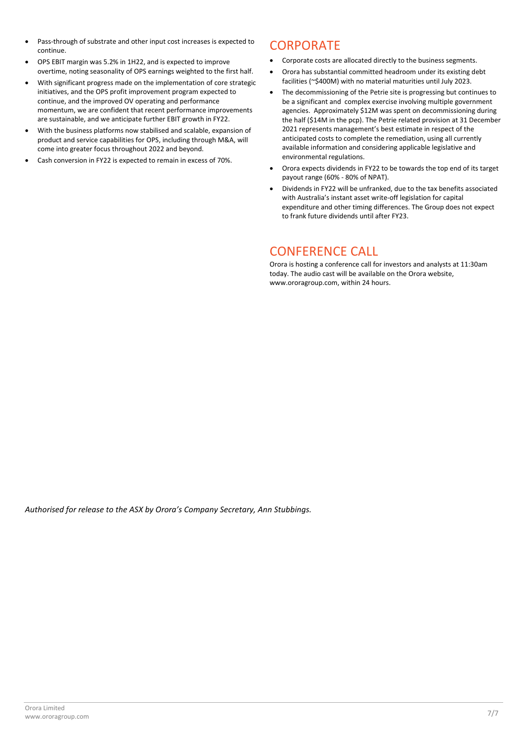- Pass-through of substrate and other input cost increases is expected to continue.
- OPS EBIT margin was 5.2% in 1H22, and is expected to improve overtime, noting seasonality of OPS earnings weighted to the first half.
- With significant progress made on the implementation of core strategic initiatives, and the OPS profit improvement program expected to continue, and the improved OV operating and performance momentum, we are confident that recent performance improvements are sustainable, and we anticipate further EBIT growth in FY22.
- With the business platforms now stabilised and scalable, expansion of product and service capabilities for OPS, including through M&A, will come into greater focus throughout 2022 and beyond.
- Cash conversion in FY22 is expected to remain in excess of 70%.

## CORPORATE

- Corporate costs are allocated directly to the business segments.
- Orora has substantial committed headroom under its existing debt facilities (~$400M) with no material maturities until July 2023.
- The decommissioning of the Petrie site is progressing but continues to be a significant and complex exercise involving multiple government agencies. Approximately $12M was spent on decommissioning during the half ($14M in the pcp). The Petrie related provision at 31 December 2021 represents management's best estimate in respect of the anticipated costs to complete the remediation, using all currently available information and considering applicable legislative and environmental regulations.
- Orora expects dividends in FY22 to be towards the top end of its target payout range (60% - 80% of NPAT).
- Dividends in FY22 will be unfranked, due to the tax benefits associated with Australia's instant asset write-off legislation for capital expenditure and other timing differences. The Group does not expect to frank future dividends until after FY23.

## CONFERENCE CALL

Orora is hosting a conference call for investors and analysts at 11:30am today. The audio cast will be available on the Orora website, www.ororagroup.com, within 24 hours.

*Authorised for release to the ASX by Orora's Company Secretary, Ann Stubbings.*